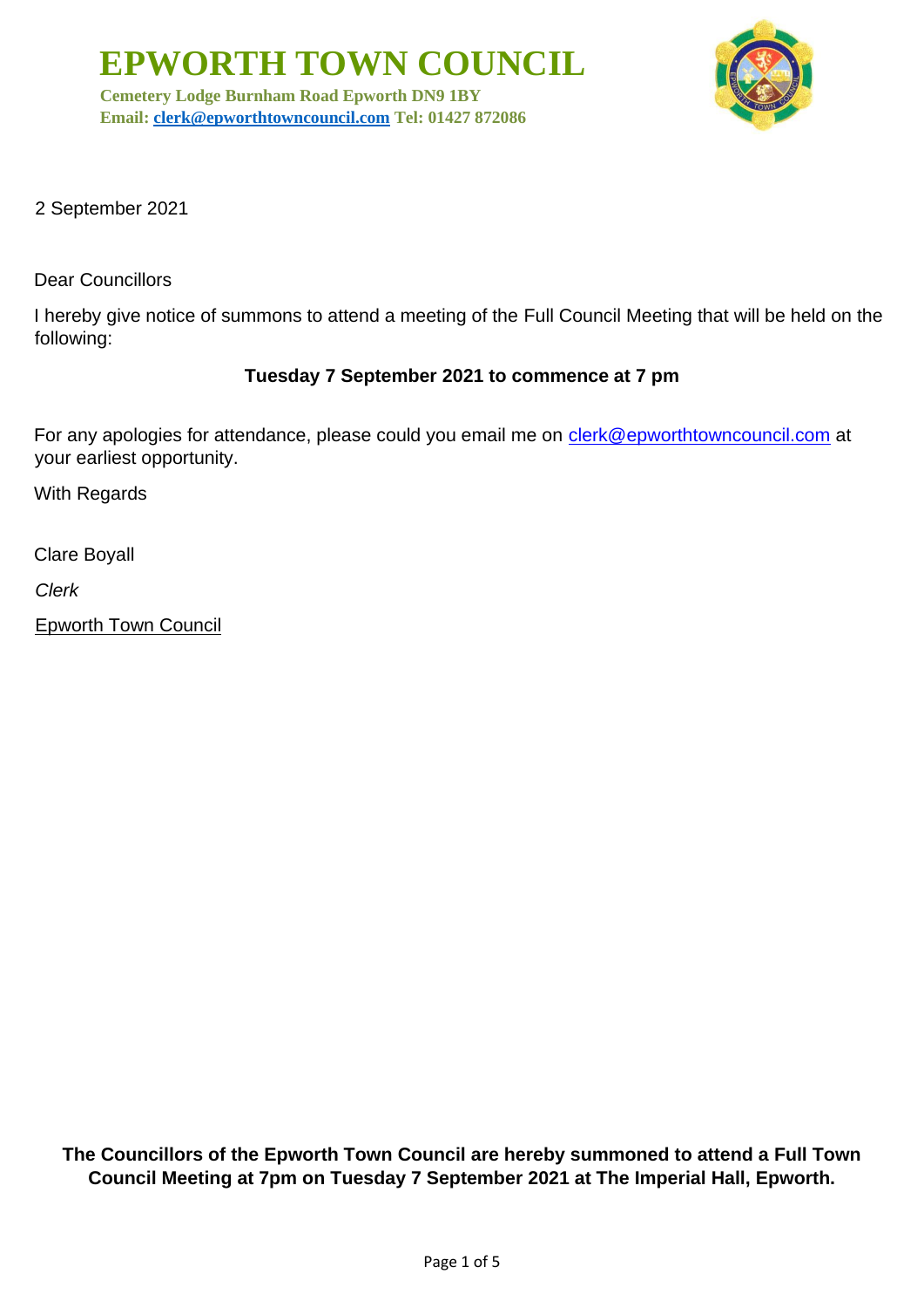# EPWORTH TOWN COUNCIL

**Cemetery Lodge Burnham Road Epworth DN9 1BY**
**Email: clerk@epworthtowncouncil.com Tel: 01427 872086**

2 September 2021

Dear Councillors

I hereby give notice of summons to attend a meeting of the Full Council Meeting that will be held on the following:

**Tuesday 7 September 2021 to commence at 7 pm**

For any apologies for attendance, please could you email me on clerk@epworthtowncouncil.com at your earliest opportunity.

With Regards

Clare Boyall

*Clerk*

Epworth Town Council

**The Councillors of the Epworth Town Council are hereby summoned to attend a Full Town Council Meeting at 7pm on Tuesday 7 September 2021 at The Imperial Hall, Epworth.**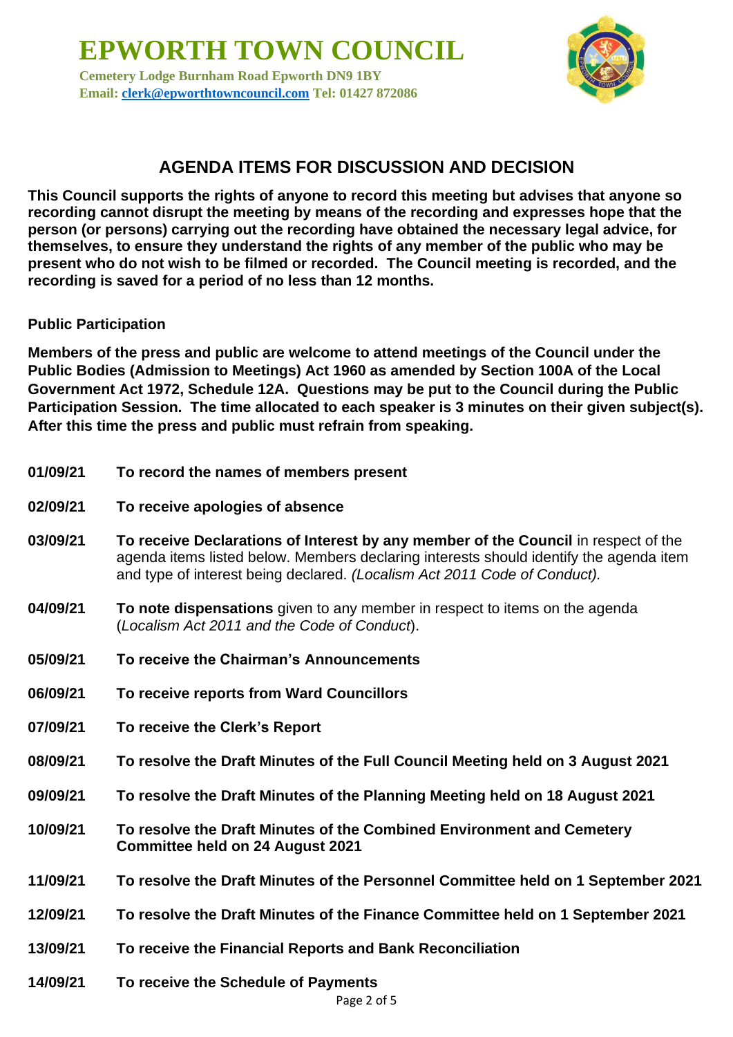# EPWORTH TOWN COUNCIL

**Cemetery Lodge Burnham Road Epworth DN9 1BY**
**Email: clerk@epworthtowncouncil.com Tel: 01427 872086**

## AGENDA ITEMS FOR DISCUSSION AND DECISION

**This Council supports the rights of anyone to record this meeting but advises that anyone so recording cannot disrupt the meeting by means of the recording and expresses hope that the person (or persons) carrying out the recording have obtained the necessary legal advice, for themselves, to ensure they understand the rights of any member of the public who may be present who do not wish to be filmed or recorded. The Council meeting is recorded, and the recording is saved for a period of no less than 12 months.**

**Public Participation**

**Members of the press and public are welcome to attend meetings of the Council under the Public Bodies (Admission to Meetings) Act 1960 as amended by Section 100A of the Local Government Act 1972, Schedule 12A. Questions may be put to the Council during the Public Participation Session. The time allocated to each speaker is 3 minutes on their given subject(s). After this time the press and public must refrain from speaking.**

**01/09/21** **To record the names of members present**

**02/09/21** **To receive apologies of absence**

**03/09/21** **To receive Declarations of Interest by any member of the Council** in respect of the agenda items listed below. Members declaring interests should identify the agenda item and type of interest being declared. *(Localism Act 2011 Code of Conduct).*

**04/09/21** **To note dispensations** given to any member in respect to items on the agenda (*Localism Act 2011 and the Code of Conduct*).

**05/09/21** **To receive the Chairman's Announcements**

**06/09/21** **To receive reports from Ward Councillors**

**07/09/21** **To receive the Clerk's Report**

**08/09/21** **To resolve the Draft Minutes of the Full Council Meeting held on 3 August 2021**

**09/09/21** **To resolve the Draft Minutes of the Planning Meeting held on 18 August 2021**

**10/09/21** **To resolve the Draft Minutes of the Combined Environment and Cemetery Committee held on 24 August 2021**

**11/09/21** **To resolve the Draft Minutes of the Personnel Committee held on 1 September 2021**

**12/09/21** **To resolve the Draft Minutes of the Finance Committee held on 1 September 2021**

**13/09/21** **To receive the Financial Reports and Bank Reconciliation**

**14/09/21** **To receive the Schedule of Payments**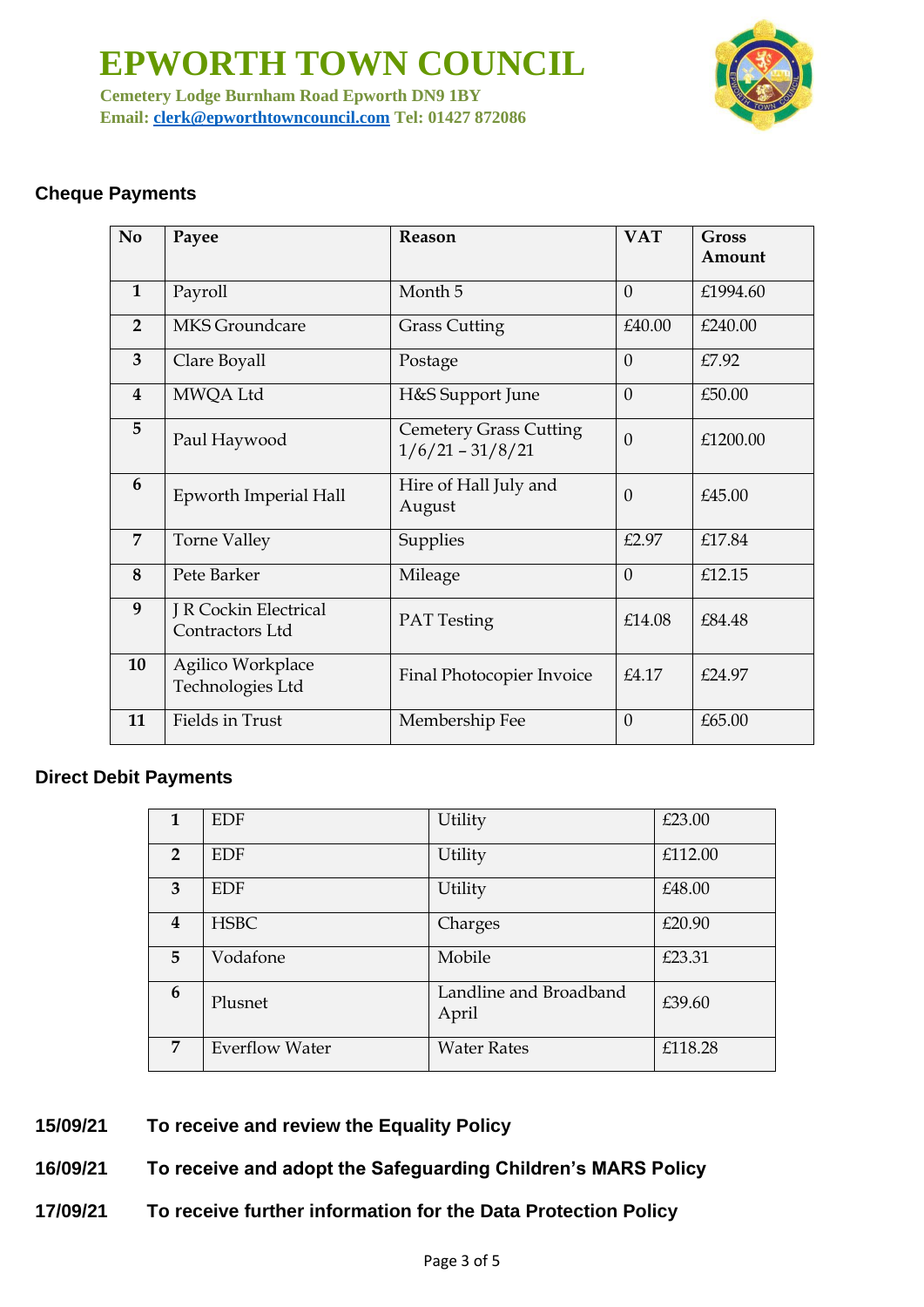# EPWORTH TOWN COUNCIL

**Cemetery Lodge Burnham Road Epworth DN9 1BY**
**Email: clerk@epworthtowncouncil.com Tel: 01427 872086**

## Cheque Payments

| No | Payee | Reason | VAT | Gross Amount |
|---|---|---|---|---|
| 1 | Payroll | Month 5 | 0 | £1994.60 |
| 2 | MKS Groundcare | Grass Cutting | £40.00 | £240.00 |
| 3 | Clare Boyall | Postage | 0 | £7.92 |
| 4 | MWQA Ltd | H&S Support June | 0 | £50.00 |
| 5 | Paul Haywood | Cemetery Grass Cutting 1/6/21 – 31/8/21 | 0 | £1200.00 |
| 6 | Epworth Imperial Hall | Hire of Hall July and August | 0 | £45.00 |
| 7 | Torne Valley | Supplies | £2.97 | £17.84 |
| 8 | Pete Barker | Mileage | 0 | £12.15 |
| 9 | J R Cockin Electrical Contractors Ltd | PAT Testing | £14.08 | £84.48 |
| 10 | Agilico Workplace Technologies Ltd | Final Photocopier Invoice | £4.17 | £24.97 |
| 11 | Fields in Trust | Membership Fee | 0 | £65.00 |

## Direct Debit Payments

| | | | |
|---|---|---|---|
| 1 | EDF | Utility | £23.00 |
| 2 | EDF | Utility | £112.00 |
| 3 | EDF | Utility | £48.00 |
| 4 | HSBC | Charges | £20.90 |
| 5 | Vodafone | Mobile | £23.31 |
| 6 | Plusnet | Landline and Broadband April | £39.60 |
| 7 | Everflow Water | Water Rates | £118.28 |

**15/09/21 To receive and review the Equality Policy**

**16/09/21 To receive and adopt the Safeguarding Children's MARS Policy**

**17/09/21 To receive further information for the Data Protection Policy**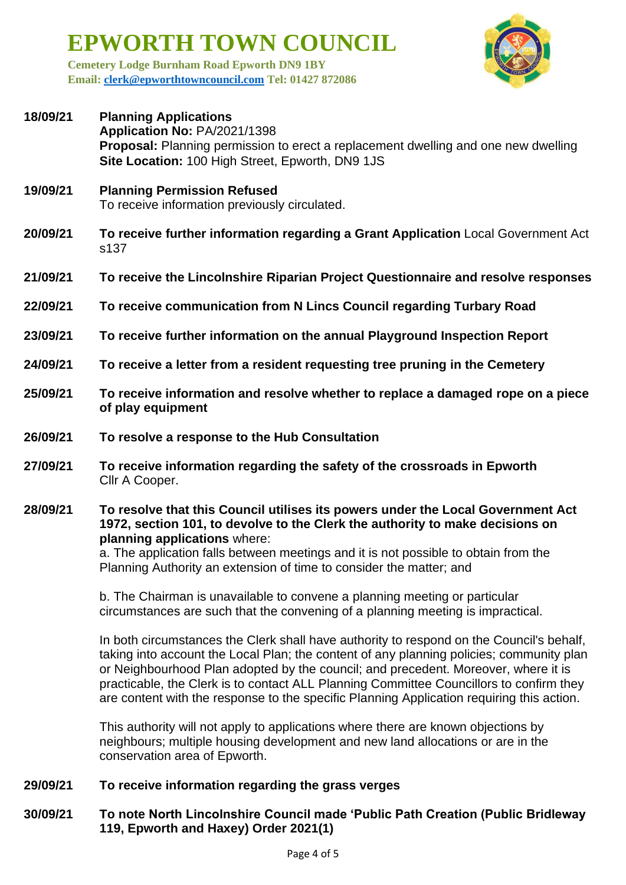# EPWORTH TOWN COUNCIL

**Cemetery Lodge Burnham Road Epworth DN9 1BY**
**Email: clerk@epworthtowncouncil.com Tel: 01427 872086**

**18/09/21 Planning Applications**
**Application No:** PA/2021/1398
**Proposal:** Planning permission to erect a replacement dwelling and one new dwelling
**Site Location:** 100 High Street, Epworth, DN9 1JS

**19/09/21 Planning Permission Refused**
To receive information previously circulated.

**20/09/21 To receive further information regarding a Grant Application** Local Government Act s137

**21/09/21 To receive the Lincolnshire Riparian Project Questionnaire and resolve responses**

**22/09/21 To receive communication from N Lincs Council regarding Turbary Road**

**23/09/21 To receive further information on the annual Playground Inspection Report**

**24/09/21 To receive a letter from a resident requesting tree pruning in the Cemetery**

**25/09/21 To receive information and resolve whether to replace a damaged rope on a piece of play equipment**

**26/09/21 To resolve a response to the Hub Consultation**

**27/09/21 To receive information regarding the safety of the crossroads in Epworth**
Cllr A Cooper.

**28/09/21 To resolve that this Council utilises its powers under the Local Government Act 1972, section 101, to devolve to the Clerk the authority to make decisions on planning applications** where:
a. The application falls between meetings and it is not possible to obtain from the Planning Authority an extension of time to consider the matter; and

b. The Chairman is unavailable to convene a planning meeting or particular circumstances are such that the convening of a planning meeting is impractical.

In both circumstances the Clerk shall have authority to respond on the Council's behalf, taking into account the Local Plan; the content of any planning policies; community plan or Neighbourhood Plan adopted by the council; and precedent. Moreover, where it is practicable, the Clerk is to contact ALL Planning Committee Councillors to confirm they are content with the response to the specific Planning Application requiring this action.

This authority will not apply to applications where there are known objections by neighbours; multiple housing development and new land allocations or are in the conservation area of Epworth.

**29/09/21 To receive information regarding the grass verges**

**30/09/21 To note North Lincolnshire Council made 'Public Path Creation (Public Bridleway 119, Epworth and Haxey) Order 2021(1)**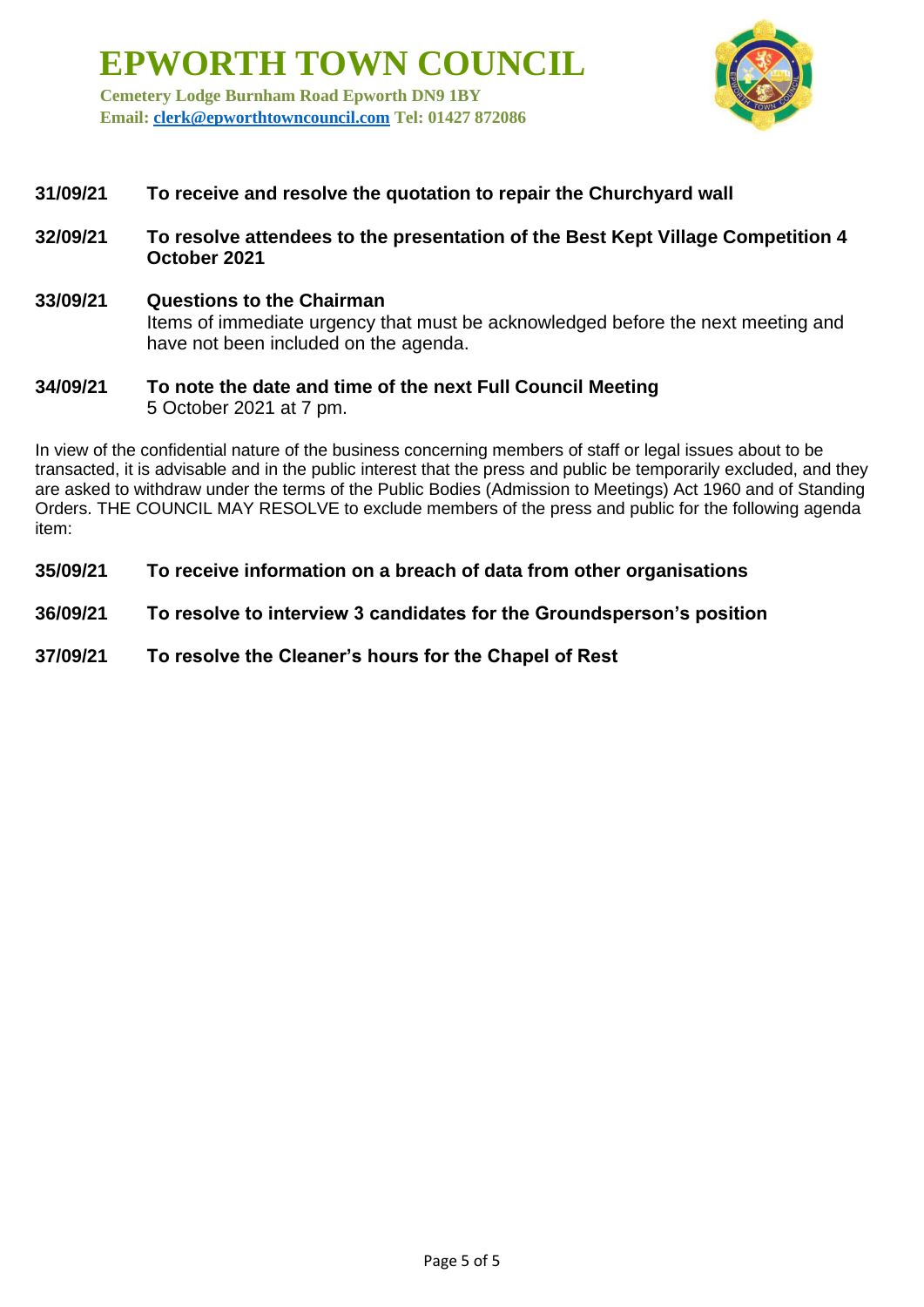# EPWORTH TOWN COUNCIL

**Cemetery Lodge Burnham Road Epworth DN9 1BY**
**Email: clerk@epworthtowncouncil.com Tel: 01427 872086**

**31/09/21 To receive and resolve the quotation to repair the Churchyard wall**

**32/09/21 To resolve attendees to the presentation of the Best Kept Village Competition 4 October 2021**

**33/09/21 Questions to the Chairman**
Items of immediate urgency that must be acknowledged before the next meeting and have not been included on the agenda.

**34/09/21 To note the date and time of the next Full Council Meeting**
5 October 2021 at 7 pm.

In view of the confidential nature of the business concerning members of staff or legal issues about to be transacted, it is advisable and in the public interest that the press and public be temporarily excluded, and they are asked to withdraw under the terms of the Public Bodies (Admission to Meetings) Act 1960 and of Standing Orders. THE COUNCIL MAY RESOLVE to exclude members of the press and public for the following agenda item:

**35/09/21 To receive information on a breach of data from other organisations**

**36/09/21 To resolve to interview 3 candidates for the Groundsperson's position**

**37/09/21 To resolve the Cleaner's hours for the Chapel of Rest**